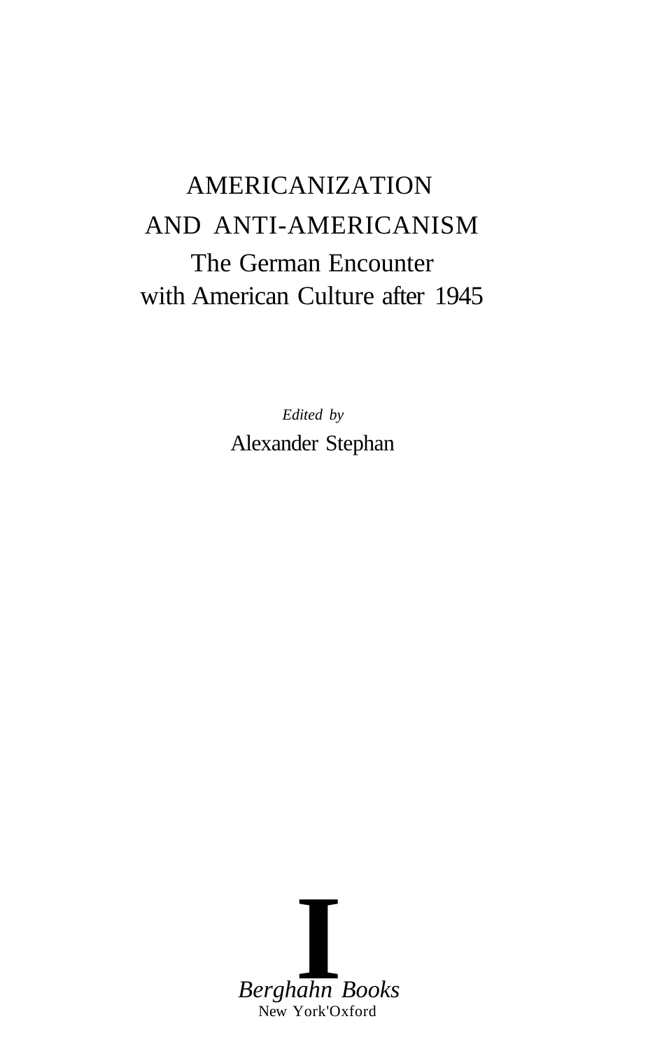# AMERICANIZATION AND ANTI-AMERICANISM

## The German Encounter with American Culture after 1945

*Edited by*

Alexander Stephan

*Berghahn Books*

New York'Oxford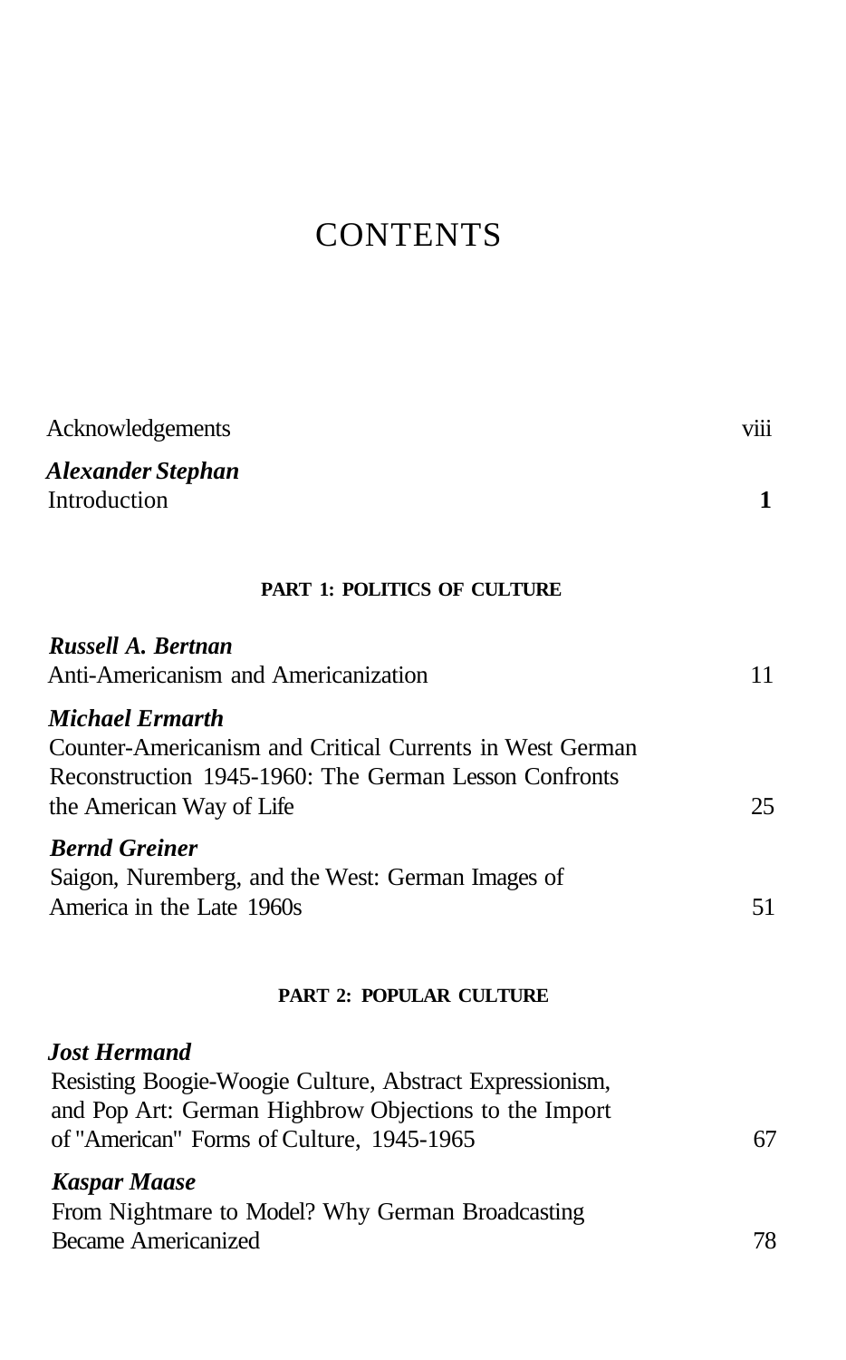# CONTENTS

| | |
|---|---|
| Acknowledgements | viii |
| ***Alexander Stephan*** Introduction | **1** |

**PART 1: POLITICS OF CULTURE**

| | |
|---|---|
| ***Russell A. Bertnan*** Anti-Americanism and Americanization | 11 |
| ***Michael Ermarth*** Counter-Americanism and Critical Currents in West German Reconstruction 1945-1960: The German Lesson Confronts the American Way of Life | 25 |
| ***Bernd Greiner*** Saigon, Nuremberg, and the West: German Images of America in the Late 1960s | 51 |

**PART 2: POPULAR CULTURE**

| | |
|---|---|
| ***Jost Hermand*** Resisting Boogie-Woogie Culture, Abstract Expressionism, and Pop Art: German Highbrow Objections to the Import of "American" Forms of Culture, 1945-1965 | 67 |
| ***Kaspar Maase*** From Nightmare to Model? Why German Broadcasting Became Americanized | 78 |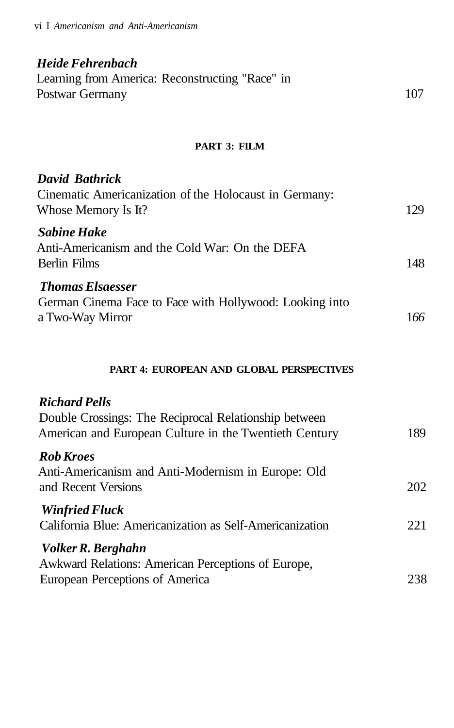***Heide Fehrenbach***
Learning from America: Reconstructing "Race" in Postwar Germany 107

**PART 3: FILM**

***David Bathrick***
Cinematic Americanization of the Holocaust in Germany: Whose Memory Is It? 129

***Sabine Hake***
Anti-Americanism and the Cold War: On the DEFA Berlin Films 148

***Thomas Elsaesser***
German Cinema Face to Face with Hollywood: Looking into a Two-Way Mirror 166

**PART 4: EUROPEAN AND GLOBAL PERSPECTIVES**

***Richard Pells***
Double Crossings: The Reciprocal Relationship between American and European Culture in the Twentieth Century 189

***Rob Kroes***
Anti-Americanism and Anti-Modernism in Europe: Old and Recent Versions 202

***Winfried Fluck***
California Blue: Americanization as Self-Americanization 221

***Volker R. Berghahn***
Awkward Relations: American Perceptions of Europe, European Perceptions of America 238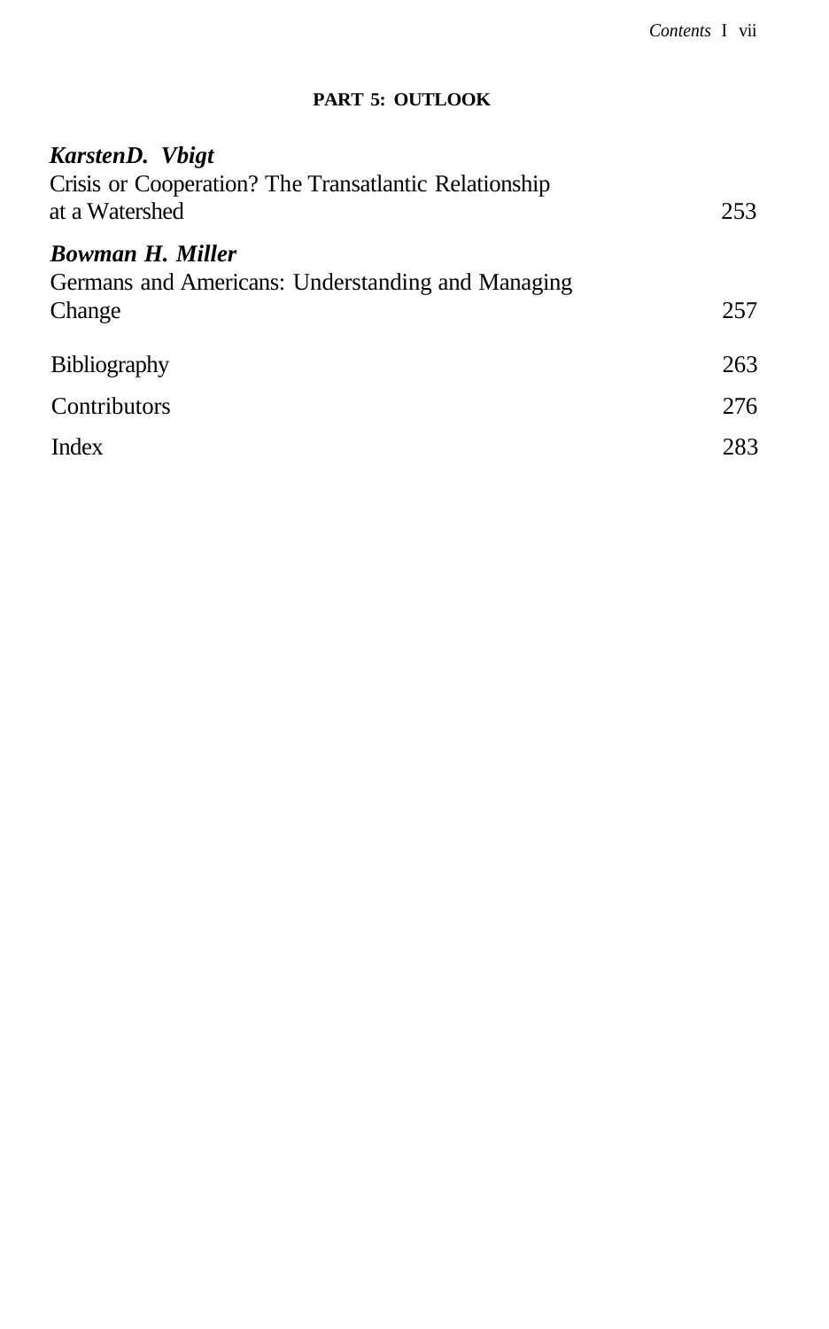**PART 5: OUTLOOK**

***KarstenD. Vbigt***
Crisis or Cooperation? The Transatlantic Relationship at a Watershed 253

***Bowman H. Miller***
Germans and Americans: Understanding and Managing Change 257

Bibliography 263

Contributors 276

Index 283